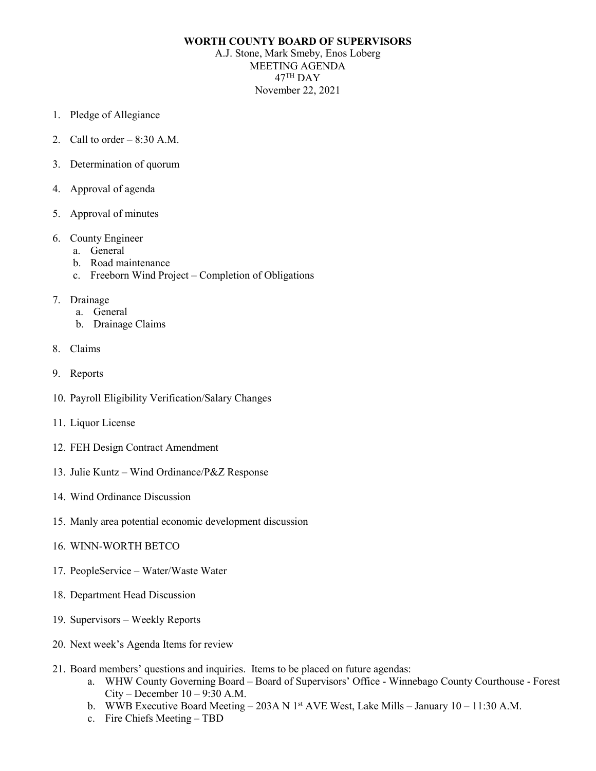**WORTH COUNTY BOARD OF SUPERVISORS**

A.J. Stone, Mark Smeby, Enos Loberg

MEETING AGENDA

47TH DAY

November 22, 2021

1. Pledge of Allegiance
2. Call to order – 8:30 A.M.
3. Determination of quorum
4. Approval of agenda
5. Approval of minutes
6. County Engineer
   a. General
   b. Road maintenance
   c. Freeborn Wind Project – Completion of Obligations
7. Drainage
   a. General
   b. Drainage Claims
8. Claims
9. Reports
10. Payroll Eligibility Verification/Salary Changes
11. Liquor License
12. FEH Design Contract Amendment
13. Julie Kuntz – Wind Ordinance/P&Z Response
14. Wind Ordinance Discussion
15. Manly area potential economic development discussion
16. WINN-WORTH BETCO
17. PeopleService – Water/Waste Water
18. Department Head Discussion
19. Supervisors – Weekly Reports
20. Next week's Agenda Items for review
21. Board members' questions and inquiries. Items to be placed on future agendas:
    a. WHW County Governing Board – Board of Supervisors' Office - Winnebago County Courthouse - Forest City – December 10 – 9:30 A.M.
    b. WWB Executive Board Meeting – 203A N 1st AVE West, Lake Mills – January 10 – 11:30 A.M.
    c. Fire Chiefs Meeting – TBD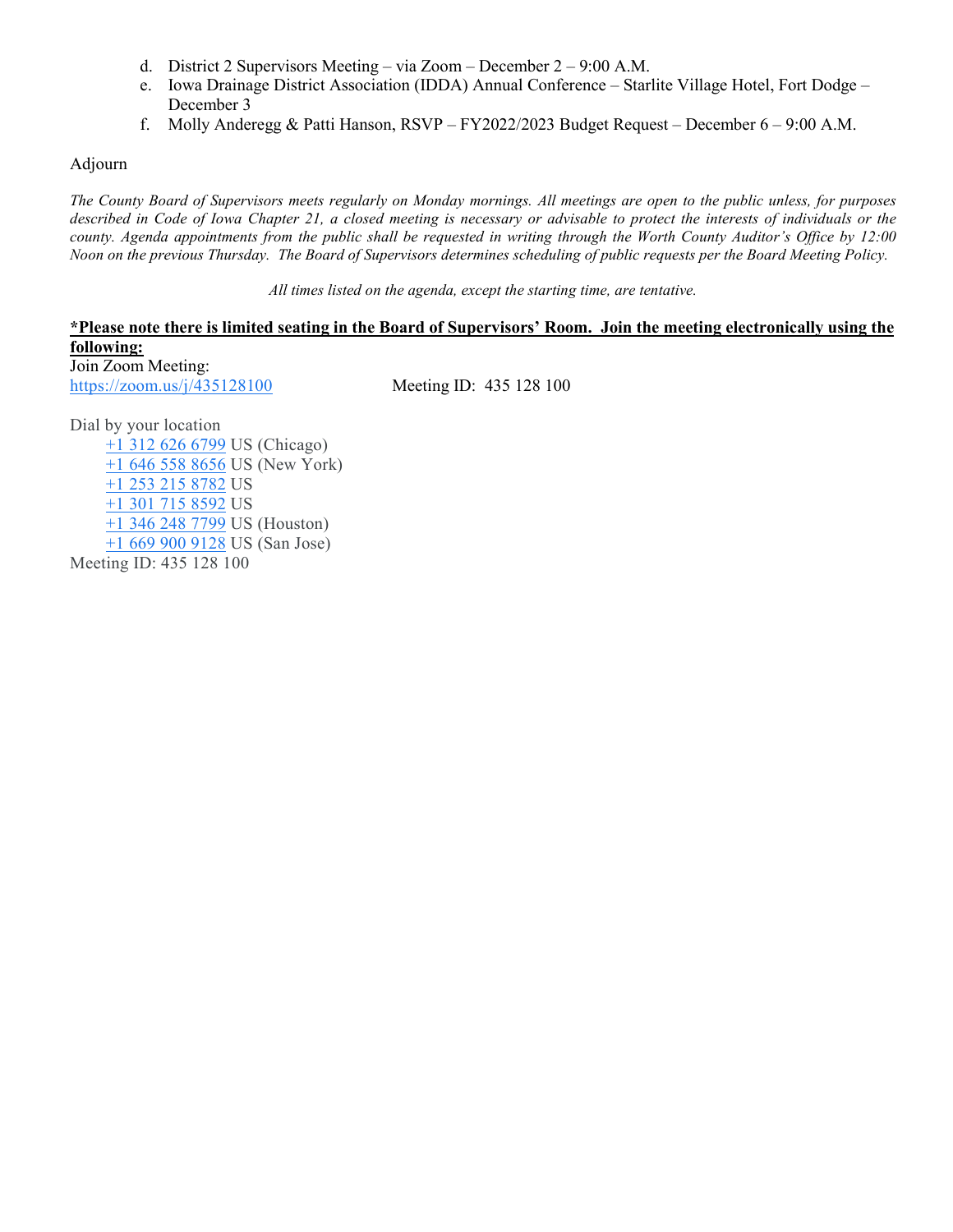d. District 2 Supervisors Meeting – via Zoom – December 2 – 9:00 A.M.
e. Iowa Drainage District Association (IDDA) Annual Conference – Starlite Village Hotel, Fort Dodge – December 3
f. Molly Anderegg & Patti Hanson, RSVP – FY2022/2023 Budget Request – December 6 – 9:00 A.M.

Adjourn

*The County Board of Supervisors meets regularly on Monday mornings. All meetings are open to the public unless, for purposes described in Code of Iowa Chapter 21, a closed meeting is necessary or advisable to protect the interests of individuals or the county. Agenda appointments from the public shall be requested in writing through the Worth County Auditor's Office by 12:00 Noon on the previous Thursday. The Board of Supervisors determines scheduling of public requests per the Board Meeting Policy.*

*All times listed on the agenda, except the starting time, are tentative.*

**\*Please note there is limited seating in the Board of Supervisors' Room. Join the meeting electronically using the following:**

Join Zoom Meeting:
https://zoom.us/j/435128100 Meeting ID: 435 128 100

Dial by your location
+1 312 626 6799 US (Chicago)
+1 646 558 8656 US (New York)
+1 253 215 8782 US
+1 301 715 8592 US
+1 346 248 7799 US (Houston)
+1 669 900 9128 US (San Jose)
Meeting ID: 435 128 100